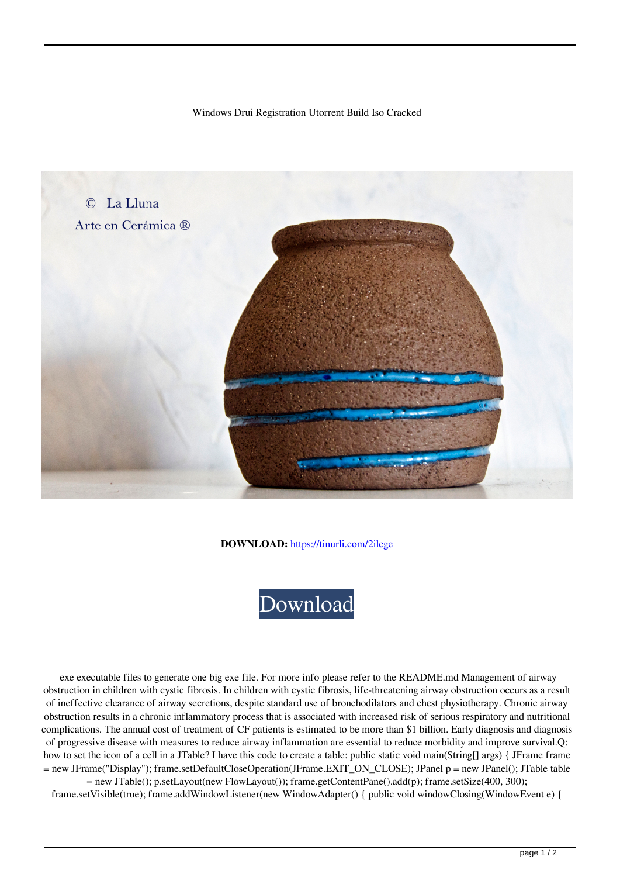Windows Drui Registration Utorrent Build Iso Cracked

**DOWNLOAD:** https://tinurli.com/2ilcge

Download

exe executable files to generate one big exe file. For more info please refer to the README.md Management of airway obstruction in children with cystic fibrosis. In children with cystic fibrosis, life-threatening airway obstruction occurs as a result of ineffective clearance of airway secretions, despite standard use of bronchodilators and chest physiotherapy. Chronic airway obstruction results in a chronic inflammatory process that is associated with increased risk of serious respiratory and nutritional complications. The annual cost of treatment of CF patients is estimated to be more than $1 billion. Early diagnosis and diagnosis of progressive disease with measures to reduce airway inflammation are essential to reduce morbidity and improve survival.Q: how to set the icon of a cell in a JTable? I have this code to create a table: public static void main(String[] args) { JFrame frame = new JFrame("Display"); frame.setDefaultCloseOperation(JFrame.EXIT_ON_CLOSE); JPanel p = new JPanel(); JTable table = new JTable(); p.setLayout(new FlowLayout()); frame.getContentPane().add(p); frame.setSize(400, 300); frame.setVisible(true); frame.addWindowListener(new WindowAdapter() { public void windowClosing(WindowEvent e) {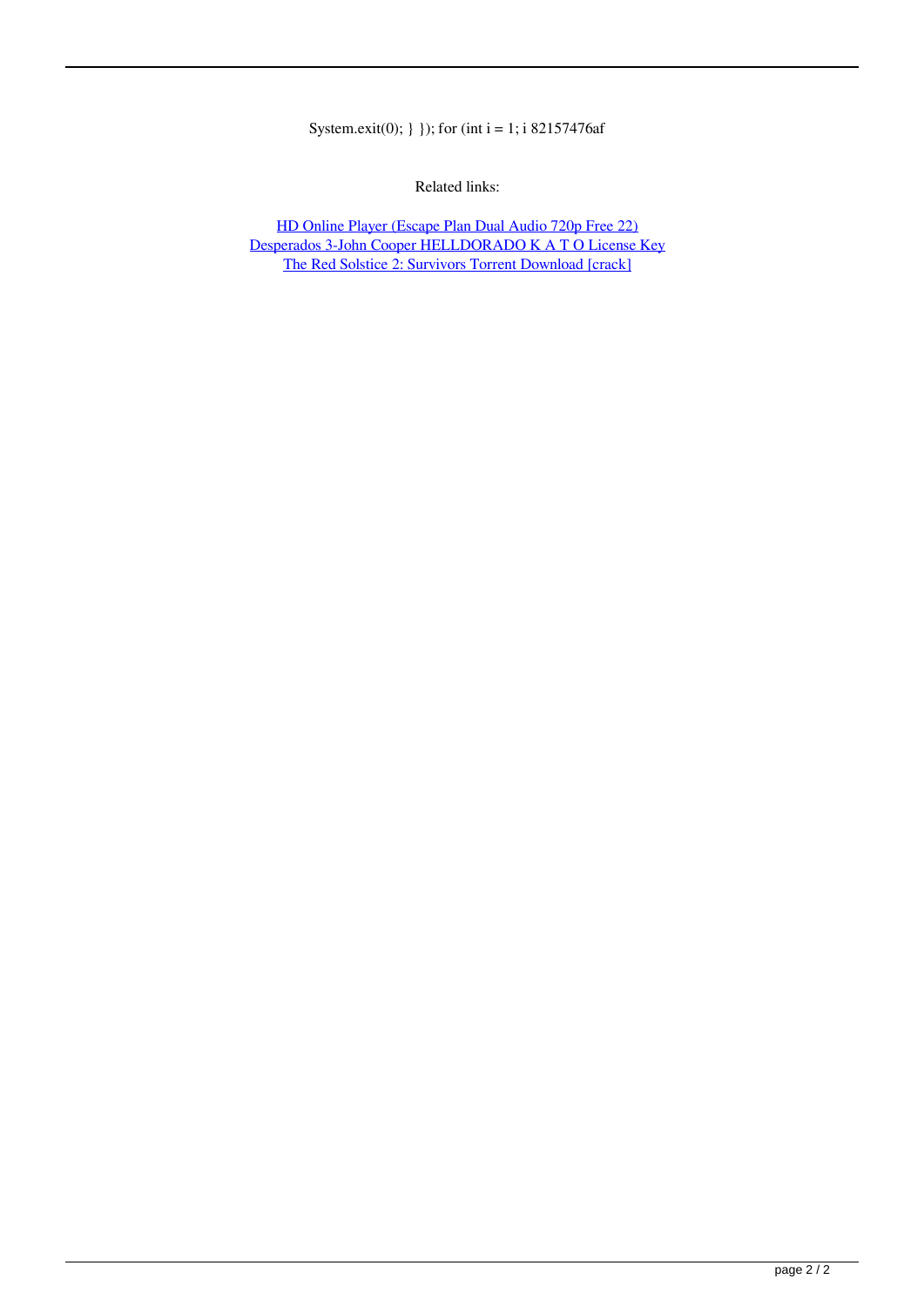System.exit(0); } }); for (int i = 1; i 82157476af

Related links:

[HD Online Player (Escape Plan Dual Audio 720p Free 22)]
[Desperados 3-John Cooper HELLDORADO K A T O License Key]
[The Red Solstice 2: Survivors Torrent Download [crack]]